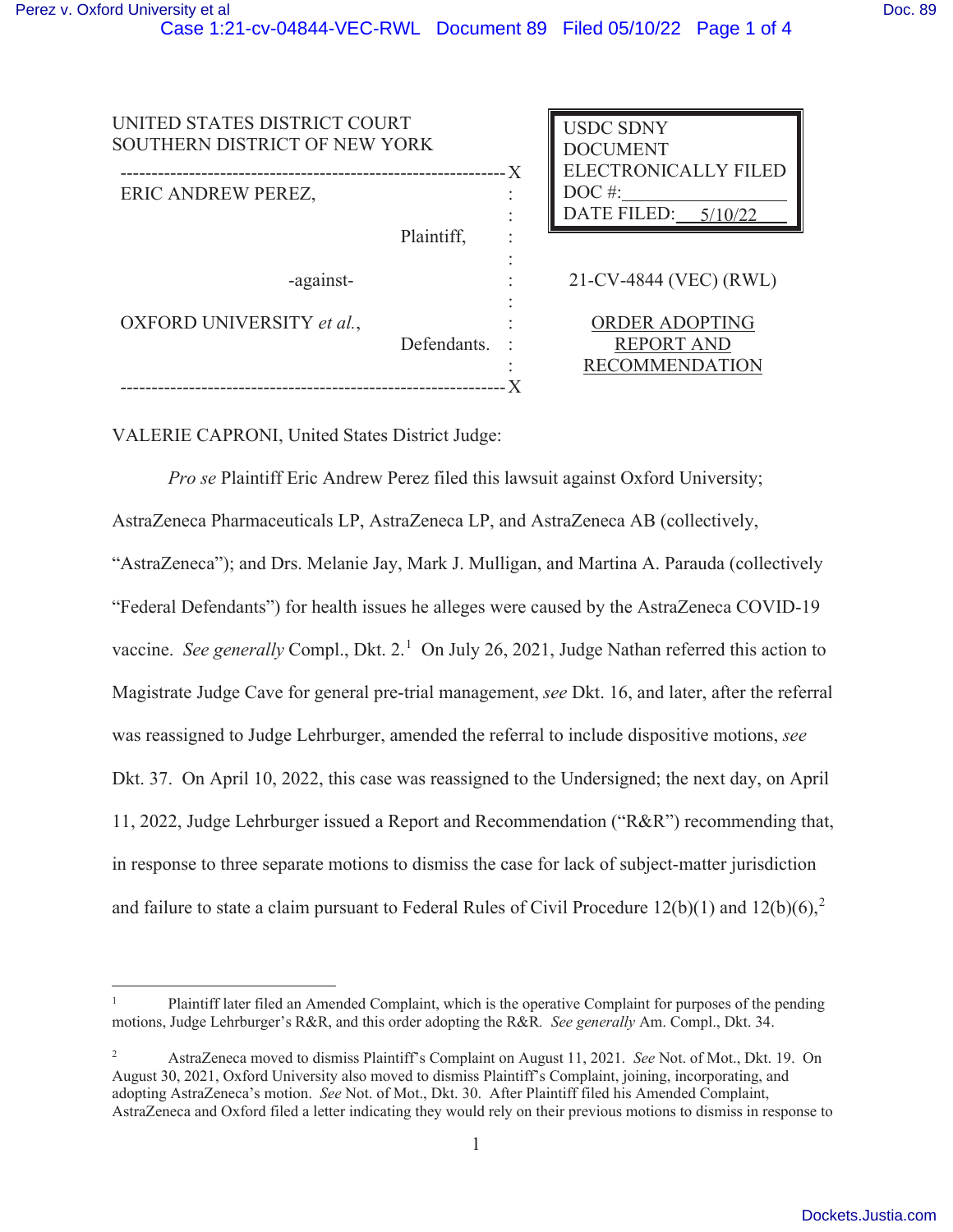UNITED STATES DISTRICT COURT
SOUTHERN DISTRICT OF NEW YORK

| | | |
|---|---|---|
| ERIC ANDREW PEREZ, Plaintiff, | | USDC SDNY DOCUMENT ELECTRONICALLY FILED DOC #: DATE FILED: 5/10/22 |
| -against- | | 21-CV-4844 (VEC) (RWL) |
| OXFORD UNIVERSITY *et al.*, Defendants. | | ORDER ADOPTING REPORT AND RECOMMENDATION |

VALERIE CAPRONI, United States District Judge:

*Pro se* Plaintiff Eric Andrew Perez filed this lawsuit against Oxford University; AstraZeneca Pharmaceuticals LP, AstraZeneca LP, and AstraZeneca AB (collectively, "AstraZeneca"); and Drs. Melanie Jay, Mark J. Mulligan, and Martina A. Parauda (collectively "Federal Defendants") for health issues he alleges were caused by the AstraZeneca COVID-19 vaccine. *See generally* Compl., Dkt. 2.[1] On July 26, 2021, Judge Nathan referred this action to Magistrate Judge Cave for general pre-trial management, *see* Dkt. 16, and later, after the referral was reassigned to Judge Lehrburger, amended the referral to include dispositive motions, *see* Dkt. 37. On April 10, 2022, this case was reassigned to the Undersigned; the next day, on April 11, 2022, Judge Lehrburger issued a Report and Recommendation ("R&R") recommending that, in response to three separate motions to dismiss the case for lack of subject-matter jurisdiction and failure to state a claim pursuant to Federal Rules of Civil Procedure 12(b)(1) and 12(b)(6),[2]

---

[1] Plaintiff later filed an Amended Complaint, which is the operative Complaint for purposes of the pending motions, Judge Lehrburger's R&R, and this order adopting the R&R. *See generally* Am. Compl., Dkt. 34.

[2] AstraZeneca moved to dismiss Plaintiff's Complaint on August 11, 2021. *See* Not. of Mot., Dkt. 19. On August 30, 2021, Oxford University also moved to dismiss Plaintiff's Complaint, joining, incorporating, and adopting AstraZeneca's motion. *See* Not. of Mot., Dkt. 30. After Plaintiff filed his Amended Complaint, AstraZeneca and Oxford filed a letter indicating they would rely on their previous motions to dismiss in response to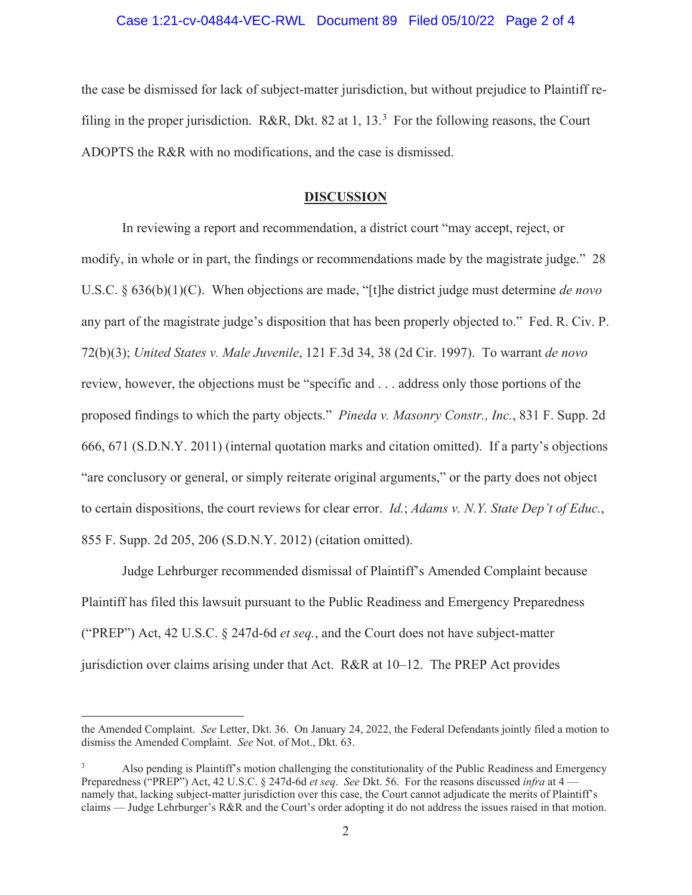the case be dismissed for lack of subject-matter jurisdiction, but without prejudice to Plaintiff re-filing in the proper jurisdiction. R&R, Dkt. 82 at 1, 13.[3] For the following reasons, the Court ADOPTS the R&R with no modifications, and the case is dismissed.

## DISCUSSION

In reviewing a report and recommendation, a district court "may accept, reject, or modify, in whole or in part, the findings or recommendations made by the magistrate judge." 28 U.S.C. § 636(b)(1)(C). When objections are made, "[t]he district judge must determine *de novo* any part of the magistrate judge's disposition that has been properly objected to." Fed. R. Civ. P. 72(b)(3); *United States v. Male Juvenile*, 121 F.3d 34, 38 (2d Cir. 1997). To warrant *de novo* review, however, the objections must be "specific and . . . address only those portions of the proposed findings to which the party objects." *Pineda v. Masonry Constr., Inc.*, 831 F. Supp. 2d 666, 671 (S.D.N.Y. 2011) (internal quotation marks and citation omitted). If a party's objections "are conclusory or general, or simply reiterate original arguments," or the party does not object to certain dispositions, the court reviews for clear error. *Id.*; *Adams v. N.Y. State Dep't of Educ.*, 855 F. Supp. 2d 205, 206 (S.D.N.Y. 2012) (citation omitted).

Judge Lehrburger recommended dismissal of Plaintiff's Amended Complaint because Plaintiff has filed this lawsuit pursuant to the Public Readiness and Emergency Preparedness ("PREP") Act, 42 U.S.C. § 247d-6d *et seq.*, and the Court does not have subject-matter jurisdiction over claims arising under that Act. R&R at 10–12. The PREP Act provides

---

the Amended Complaint. *See* Letter, Dkt. 36. On January 24, 2022, the Federal Defendants jointly filed a motion to dismiss the Amended Complaint. *See* Not. of Mot., Dkt. 63.

[3] Also pending is Plaintiff's motion challenging the constitutionality of the Public Readiness and Emergency Preparedness ("PREP") Act, 42 U.S.C. § 247d-6d *et seq*. *See* Dkt. 56. For the reasons discussed *infra* at 4 — namely that, lacking subject-matter jurisdiction over this case, the Court cannot adjudicate the merits of Plaintiff's claims — Judge Lehrburger's R&R and the Court's order adopting it do not address the issues raised in that motion.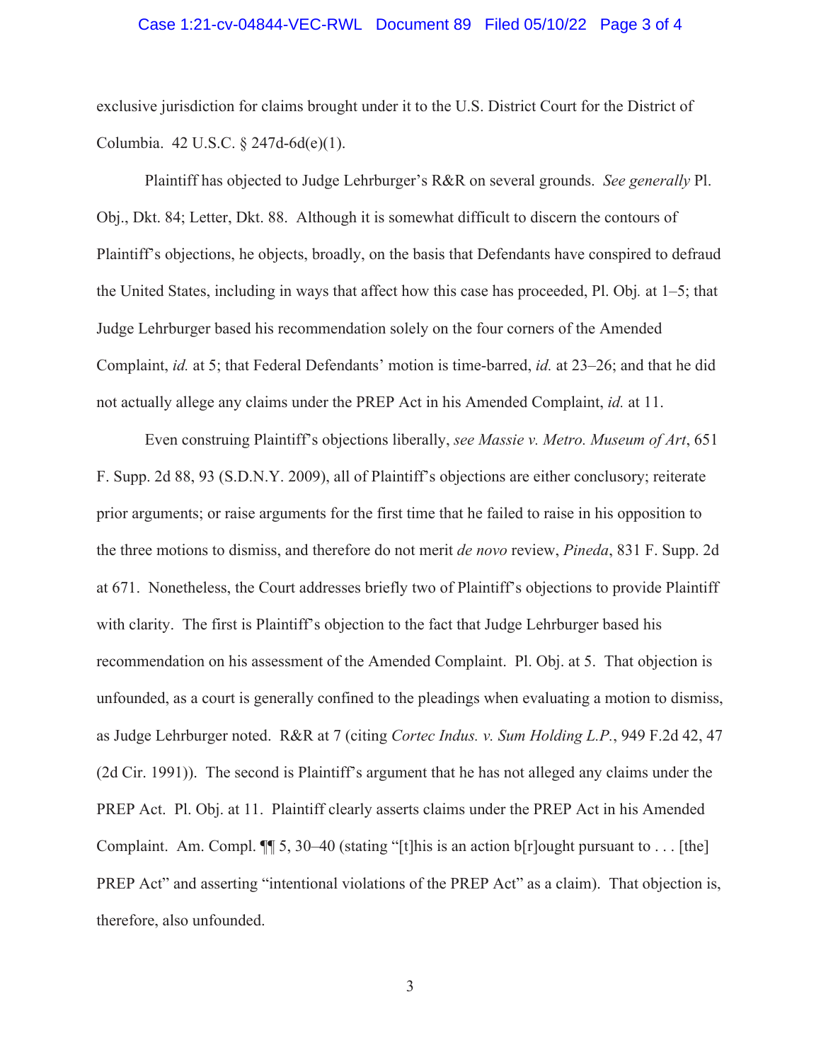exclusive jurisdiction for claims brought under it to the U.S. District Court for the District of Columbia. 42 U.S.C. § 247d-6d(e)(1).

Plaintiff has objected to Judge Lehrburger's R&R on several grounds. *See generally* Pl. Obj., Dkt. 84; Letter, Dkt. 88. Although it is somewhat difficult to discern the contours of Plaintiff's objections, he objects, broadly, on the basis that Defendants have conspired to defraud the United States, including in ways that affect how this case has proceeded, Pl. Obj*.* at 1–5; that Judge Lehrburger based his recommendation solely on the four corners of the Amended Complaint, *id.* at 5; that Federal Defendants' motion is time-barred, *id.* at 23–26; and that he did not actually allege any claims under the PREP Act in his Amended Complaint, *id.* at 11.

Even construing Plaintiff's objections liberally, *see Massie v. Metro. Museum of Art*, 651 F. Supp. 2d 88, 93 (S.D.N.Y. 2009), all of Plaintiff's objections are either conclusory; reiterate prior arguments; or raise arguments for the first time that he failed to raise in his opposition to the three motions to dismiss, and therefore do not merit *de novo* review, *Pineda*, 831 F. Supp. 2d at 671. Nonetheless, the Court addresses briefly two of Plaintiff's objections to provide Plaintiff with clarity. The first is Plaintiff's objection to the fact that Judge Lehrburger based his recommendation on his assessment of the Amended Complaint. Pl. Obj. at 5. That objection is unfounded, as a court is generally confined to the pleadings when evaluating a motion to dismiss, as Judge Lehrburger noted. R&R at 7 (citing *Cortec Indus. v. Sum Holding L.P.*, 949 F.2d 42, 47 (2d Cir. 1991)). The second is Plaintiff's argument that he has not alleged any claims under the PREP Act. Pl. Obj. at 11. Plaintiff clearly asserts claims under the PREP Act in his Amended Complaint. Am. Compl. ¶¶ 5, 30–40 (stating "[t]his is an action b[r]ought pursuant to . . . [the] PREP Act" and asserting "intentional violations of the PREP Act" as a claim). That objection is, therefore, also unfounded.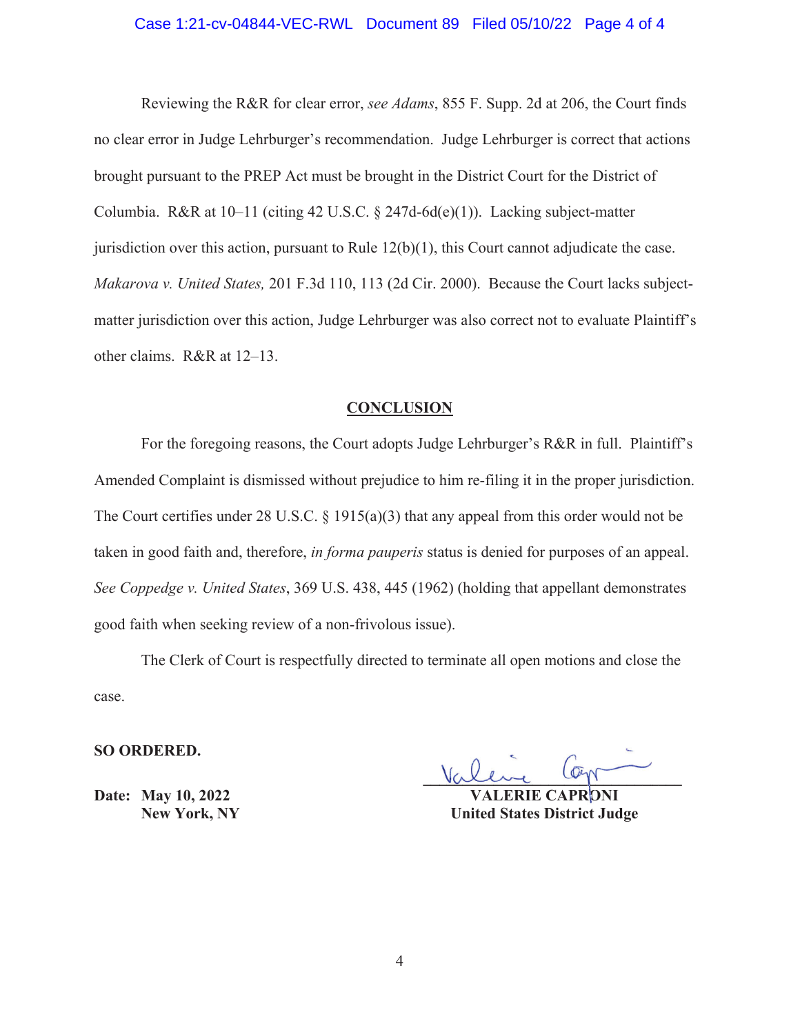Reviewing the R&R for clear error, *see Adams*, 855 F. Supp. 2d at 206, the Court finds no clear error in Judge Lehrburger's recommendation. Judge Lehrburger is correct that actions brought pursuant to the PREP Act must be brought in the District Court for the District of Columbia. R&R at 10–11 (citing 42 U.S.C. § 247d-6d(e)(1)). Lacking subject-matter jurisdiction over this action, pursuant to Rule 12(b)(1), this Court cannot adjudicate the case. *Makarova v. United States,* 201 F.3d 110, 113 (2d Cir. 2000). Because the Court lacks subject-matter jurisdiction over this action, Judge Lehrburger was also correct not to evaluate Plaintiff's other claims. R&R at 12–13.

## CONCLUSION

For the foregoing reasons, the Court adopts Judge Lehrburger's R&R in full. Plaintiff's Amended Complaint is dismissed without prejudice to him re-filing it in the proper jurisdiction. The Court certifies under 28 U.S.C. § 1915(a)(3) that any appeal from this order would not be taken in good faith and, therefore, *in forma pauperis* status is denied for purposes of an appeal. *See Coppedge v. United States*, 369 U.S. 438, 445 (1962) (holding that appellant demonstrates good faith when seeking review of a non-frivolous issue).

The Clerk of Court is respectfully directed to terminate all open motions and close the case.

**SO ORDERED.**

**Date: May 10, 2022**
**New York, NY**

**VALERIE CAPRONI**
**United States District Judge**